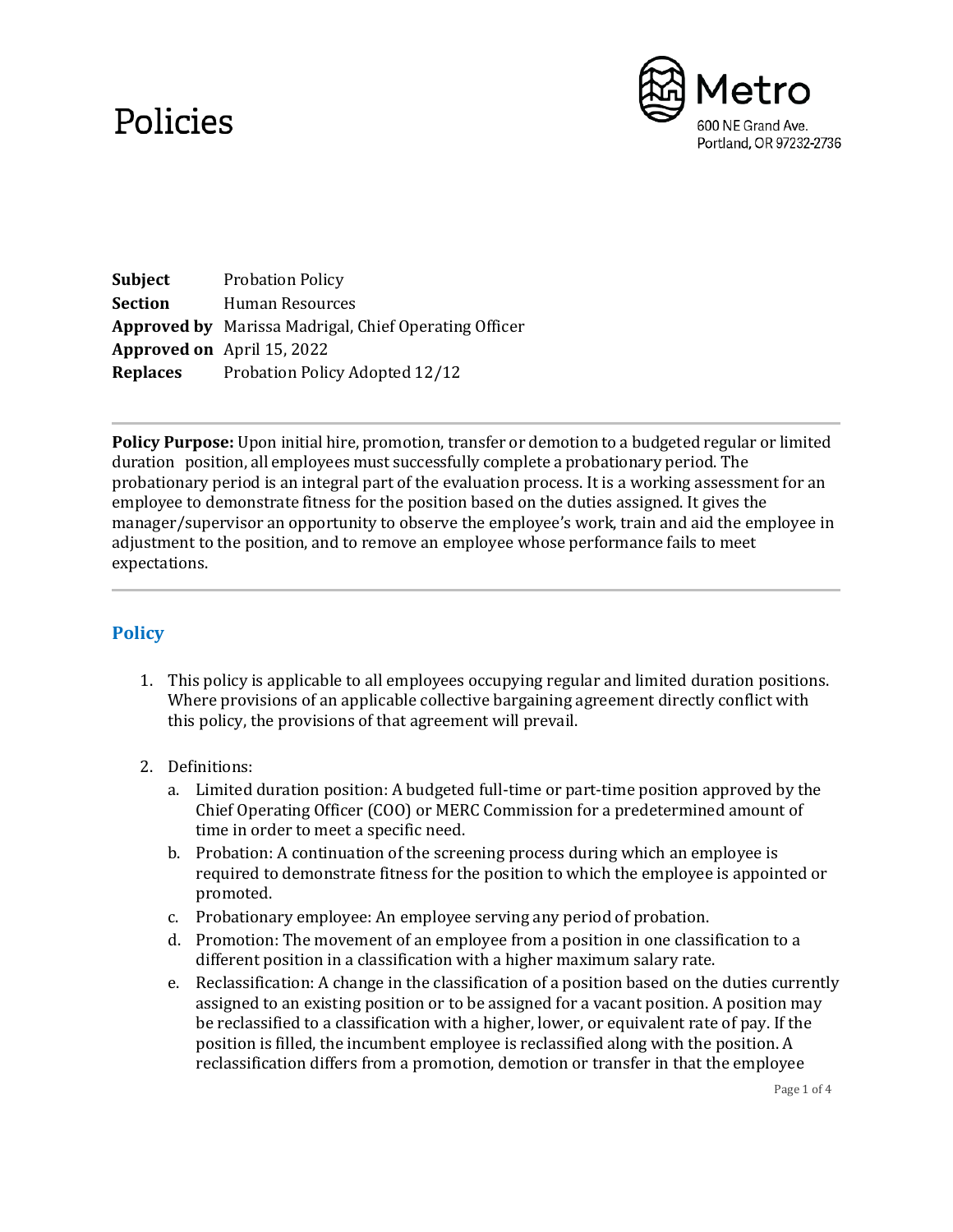# Policies

Metro
600 NE Grand Ave.
Portland, OR 97232-2736

**Subject** Probation Policy
**Section** Human Resources
**Approved by** Marissa Madrigal, Chief Operating Officer
**Approved on** April 15, 2022
**Replaces** Probation Policy Adopted 12/12

---

**Policy Purpose:** Upon initial hire, promotion, transfer or demotion to a budgeted regular or limited duration position, all employees must successfully complete a probationary period. The probationary period is an integral part of the evaluation process. It is a working assessment for an employee to demonstrate fitness for the position based on the duties assigned. It gives the manager/supervisor an opportunity to observe the employee's work, train and aid the employee in adjustment to the position, and to remove an employee whose performance fails to meet expectations.

---

## Policy

1. This policy is applicable to all employees occupying regular and limited duration positions. Where provisions of an applicable collective bargaining agreement directly conflict with this policy, the provisions of that agreement will prevail.

2. Definitions:
   a. Limited duration position: A budgeted full-time or part-time position approved by the Chief Operating Officer (COO) or MERC Commission for a predetermined amount of time in order to meet a specific need.
   b. Probation: A continuation of the screening process during which an employee is required to demonstrate fitness for the position to which the employee is appointed or promoted.
   c. Probationary employee: An employee serving any period of probation.
   d. Promotion: The movement of an employee from a position in one classification to a different position in a classification with a higher maximum salary rate.
   e. Reclassification: A change in the classification of a position based on the duties currently assigned to an existing position or to be assigned for a vacant position. A position may be reclassified to a classification with a higher, lower, or equivalent rate of pay. If the position is filled, the incumbent employee is reclassified along with the position. A reclassification differs from a promotion, demotion or transfer in that the employee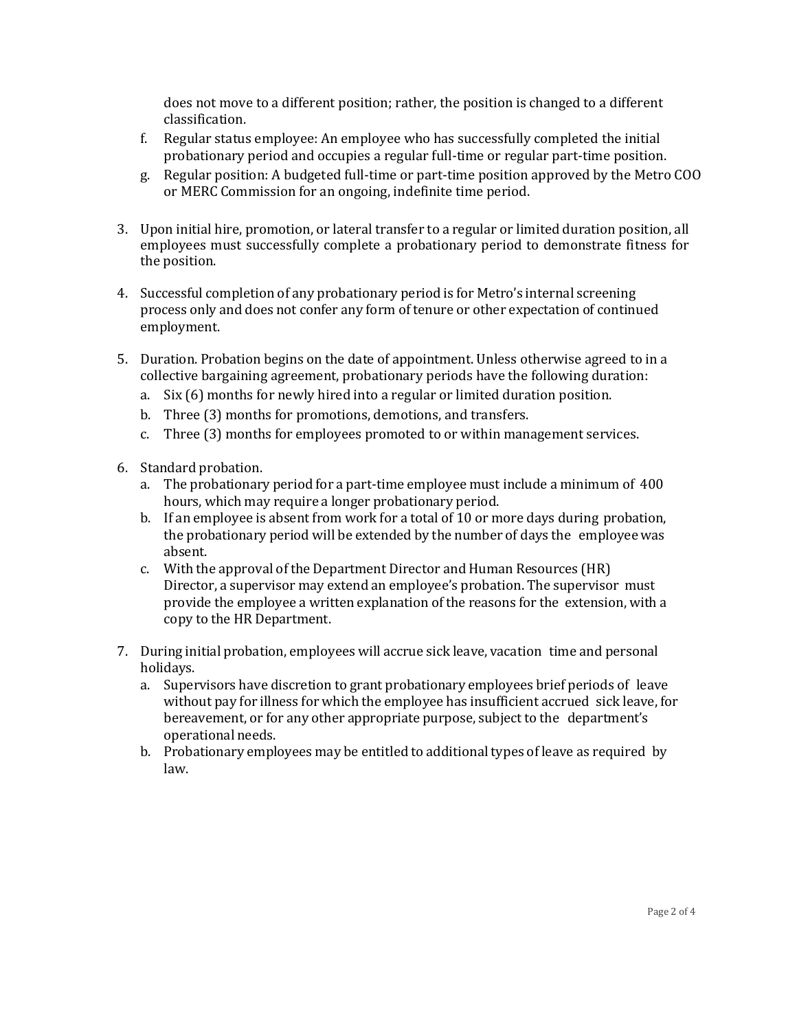does not move to a different position; rather, the position is changed to a different classification.

f. Regular status employee: An employee who has successfully completed the initial probationary period and occupies a regular full-time or regular part-time position.
g. Regular position: A budgeted full-time or part-time position approved by the Metro COO or MERC Commission for an ongoing, indefinite time period.

3. Upon initial hire, promotion, or lateral transfer to a regular or limited duration position, all employees must successfully complete a probationary period to demonstrate fitness for the position.

4. Successful completion of any probationary period is for Metro's internal screening process only and does not confer any form of tenure or other expectation of continued employment.

5. Duration. Probation begins on the date of appointment. Unless otherwise agreed to in a collective bargaining agreement, probationary periods have the following duration:
   a. Six (6) months for newly hired into a regular or limited duration position.
   b. Three (3) months for promotions, demotions, and transfers.
   c. Three (3) months for employees promoted to or within management services.

6. Standard probation.
   a. The probationary period for a part-time employee must include a minimum of 400 hours, which may require a longer probationary period.
   b. If an employee is absent from work for a total of 10 or more days during probation, the probationary period will be extended by the number of days the employee was absent.
   c. With the approval of the Department Director and Human Resources (HR) Director, a supervisor may extend an employee's probation. The supervisor must provide the employee a written explanation of the reasons for the extension, with a copy to the HR Department.

7. During initial probation, employees will accrue sick leave, vacation time and personal holidays.
   a. Supervisors have discretion to grant probationary employees brief periods of leave without pay for illness for which the employee has insufficient accrued sick leave, for bereavement, or for any other appropriate purpose, subject to the department's operational needs.
   b. Probationary employees may be entitled to additional types of leave as required by law.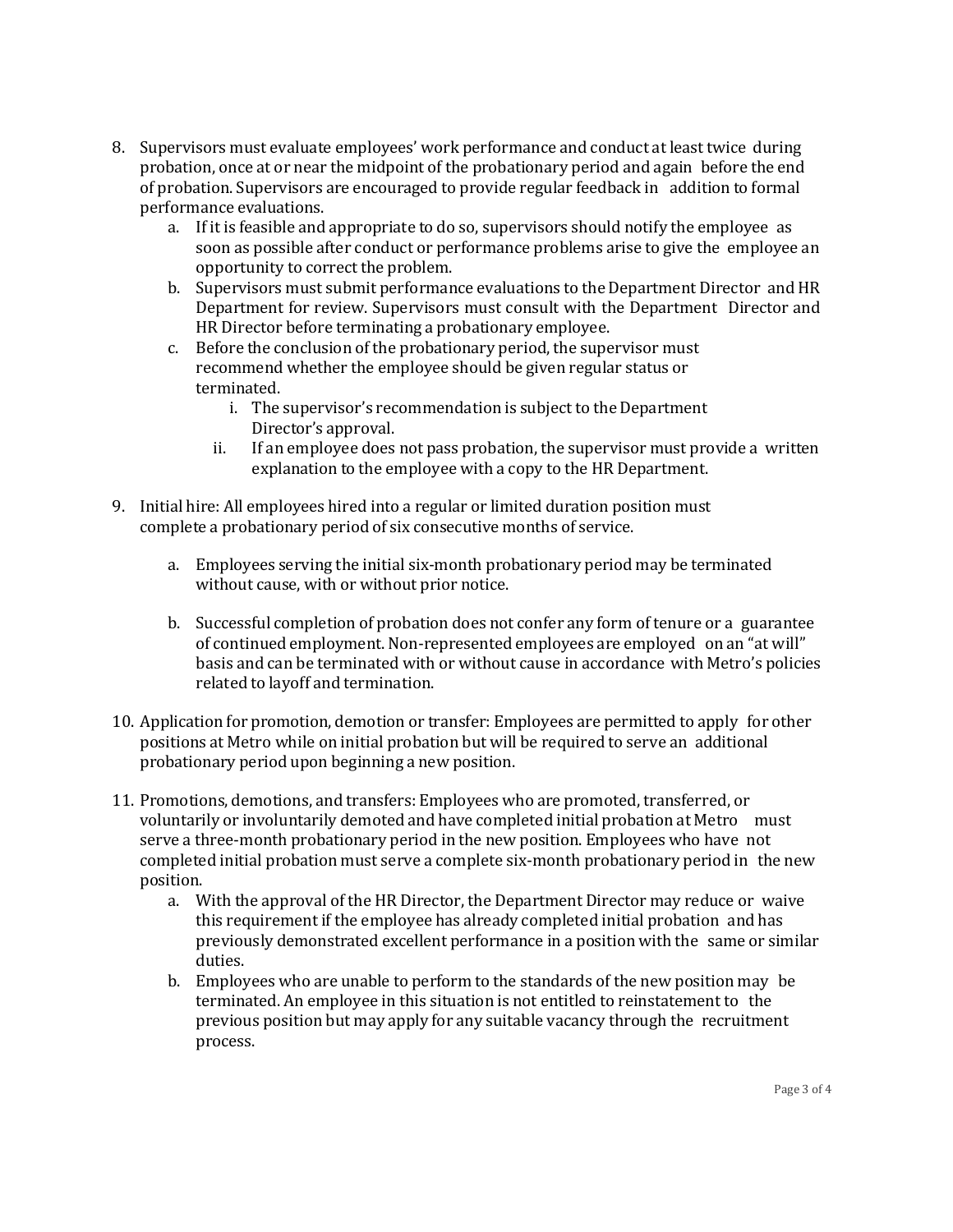8. Supervisors must evaluate employees' work performance and conduct at least twice during probation, once at or near the midpoint of the probationary period and again before the end of probation. Supervisors are encouraged to provide regular feedback in addition to formal performance evaluations.
    a. If it is feasible and appropriate to do so, supervisors should notify the employee as soon as possible after conduct or performance problems arise to give the employee an opportunity to correct the problem.
    b. Supervisors must submit performance evaluations to the Department Director and HR Department for review. Supervisors must consult with the Department Director and HR Director before terminating a probationary employee.
    c. Before the conclusion of the probationary period, the supervisor must recommend whether the employee should be given regular status or terminated.
        i. The supervisor's recommendation is subject to the Department Director's approval.
        ii. If an employee does not pass probation, the supervisor must provide a written explanation to the employee with a copy to the HR Department.

9. Initial hire: All employees hired into a regular or limited duration position must complete a probationary period of six consecutive months of service.

    a. Employees serving the initial six-month probationary period may be terminated without cause, with or without prior notice.

    b. Successful completion of probation does not confer any form of tenure or a guarantee of continued employment. Non-represented employees are employed on an "at will" basis and can be terminated with or without cause in accordance with Metro's policies related to layoff and termination.

10. Application for promotion, demotion or transfer: Employees are permitted to apply for other positions at Metro while on initial probation but will be required to serve an additional probationary period upon beginning a new position.

11. Promotions, demotions, and transfers: Employees who are promoted, transferred, or voluntarily or involuntarily demoted and have completed initial probation at Metro must serve a three-month probationary period in the new position. Employees who have not completed initial probation must serve a complete six-month probationary period in the new position.
    a. With the approval of the HR Director, the Department Director may reduce or waive this requirement if the employee has already completed initial probation and has previously demonstrated excellent performance in a position with the same or similar duties.
    b. Employees who are unable to perform to the standards of the new position may be terminated. An employee in this situation is not entitled to reinstatement to the previous position but may apply for any suitable vacancy through the recruitment process.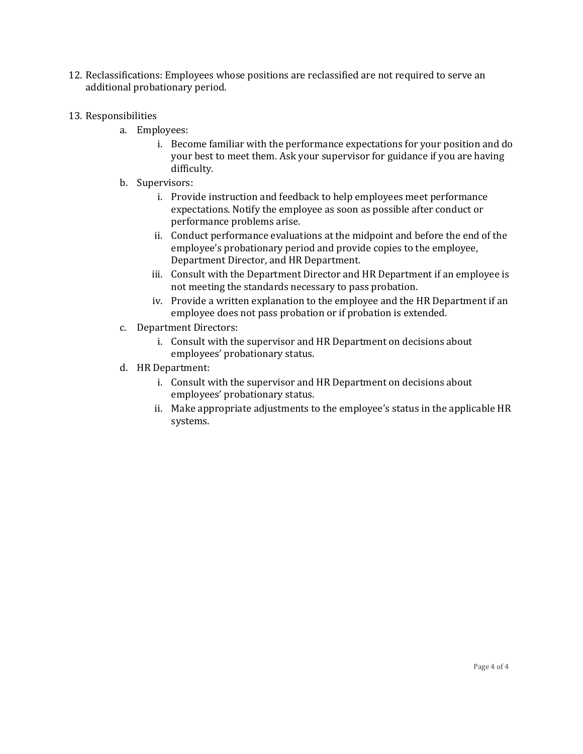12. Reclassifications: Employees whose positions are reclassified are not required to serve an additional probationary period.

13. Responsibilities
    a. Employees:
        i. Become familiar with the performance expectations for your position and do your best to meet them. Ask your supervisor for guidance if you are having difficulty.
    b. Supervisors:
        i. Provide instruction and feedback to help employees meet performance expectations. Notify the employee as soon as possible after conduct or performance problems arise.
        ii. Conduct performance evaluations at the midpoint and before the end of the employee's probationary period and provide copies to the employee, Department Director, and HR Department.
        iii. Consult with the Department Director and HR Department if an employee is not meeting the standards necessary to pass probation.
        iv. Provide a written explanation to the employee and the HR Department if an employee does not pass probation or if probation is extended.
    c. Department Directors:
        i. Consult with the supervisor and HR Department on decisions about employees' probationary status.
    d. HR Department:
        i. Consult with the supervisor and HR Department on decisions about employees' probationary status.
        ii. Make appropriate adjustments to the employee's status in the applicable HR systems.